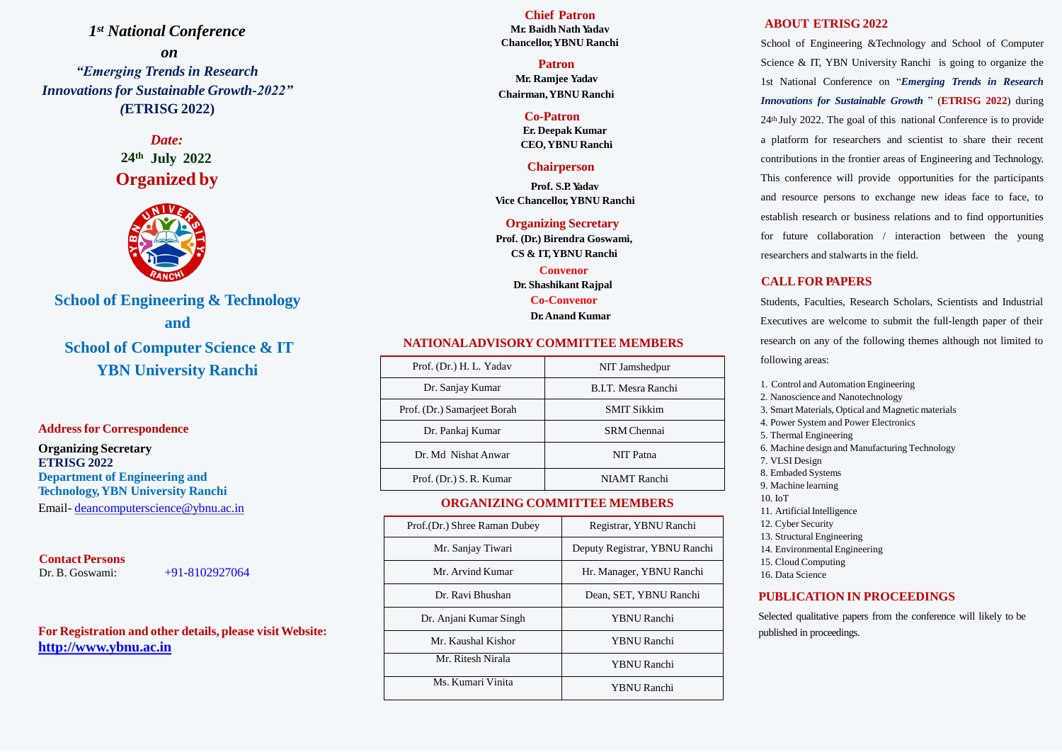# *1st National Conference*

# *on*

# *"Emerging Trends in Research Innovations for Sustainable Growth-2022"*

# *(***ETRISG 2022)**

*Date:*

**24th July 2022**

## Organized by

## School of Engineering & Technology

## and

## School of Computer Science & IT

## YBN University Ranchi

**Address for Correspondence**

**Organizing Secretary**
**ETRISG 2022**
**Department of Engineering and Technology, YBN University Ranchi**
Email- deancomputerscience@ybnu.ac.in

**Contact Persons**
Dr. B. Goswami: +91-8102927064

**For Registration and other details, please visit Website:**
**http://www.ybnu.ac.in**

**Chief Patron**
**Mr. Baidh Nath Yadav**
**Chancellor, YBNU Ranchi**

**Patron**
**Mr. Ramjee Yadav**
**Chairman, YBNU Ranchi**

**Co-Patron**
**Er. Deepak Kumar**
**CEO, YBNU Ranchi**

**Chairperson**
**Prof. S.P. Yadav**
**Vice Chancellor, YBNU Ranchi**

**Organizing Secretary**
**Prof. (Dr.) Birendra Goswami,**
**CS & IT, YBNU Ranchi**

**Convenor**
**Dr. Shashikant Rajpal**

**Co-Convenor**
**Dr. Anand Kumar**

## NATIONAL ADVISORY COMMITTEE MEMBERS

| | |
|---|---|
| Prof. (Dr.) H. L. Yadav | NIT Jamshedpur |
| Dr. Sanjay Kumar | B.I.T. Mesra Ranchi |
| Prof. (Dr.) Samarjeet Borah | SMIT Sikkim |
| Dr. Pankaj Kumar | SRM Chennai |
| Dr. Md Nishat Anwar | NIT Patna |
| Prof. (Dr.) S. R. Kumar | NIAMT Ranchi |

## ORGANIZING COMMITTEE MEMBERS

| | |
|---|---|
| Prof.(Dr.) Shree Raman Dubey | Registrar, YBNU Ranchi |
| Mr. Sanjay Tiwari | Deputy Registrar, YBNU Ranchi |
| Mr. Arvind Kumar | Hr. Manager, YBNU Ranchi |
| Dr. Ravi Bhushan | Dean, SET, YBNU Ranchi |
| Dr. Anjani Kumar Singh | YBNU Ranchi |
| Mr. Kaushal Kishor | YBNU Ranchi |
| Mr. Ritesh Nirala | YBNU Ranchi |
| Ms. Kumari Vinita | YBNU Ranchi |

## ABOUT ETRISG 2022

School of Engineering &Technology and School of Computer Science & IT, YBN University Ranchi is going to organize the 1st National Conference on "***Emerging Trends in Research Innovations for Sustainable Growth*** " (**ETRISG 2022**) during 24th July 2022. The goal of this national Conference is to provide a platform for researchers and scientist to share their recent contributions in the frontier areas of Engineering and Technology. This conference will provide opportunities for the participants and resource persons to exchange new ideas face to face, to establish research or business relations and to find opportunities for future collaboration / interaction between the young researchers and stalwarts in the field.

## CALL FOR PAPERS

Students, Faculties, Research Scholars, Scientists and Industrial Executives are welcome to submit the full-length paper of their research on any of the following themes although not limited to following areas:

1. Control and Automation Engineering
2. Nanoscience and Nanotechnology
3. Smart Materials, Optical and Magnetic materials
4. Power System and Power Electronics
5. Thermal Engineering
6. Machine design and Manufacturing Technology
7. VLSI Design
8. Embaded Systems
9. Machine learning
10. IoT
11. Artificial Intelligence
12. Cyber Security
13. Structural Engineering
14. Environmental Engineering
15. Cloud Computing
16. Data Science

## PUBLICATION IN PROCEEDINGS

Selected qualitative papers from the conference will likely to be published in proceedings.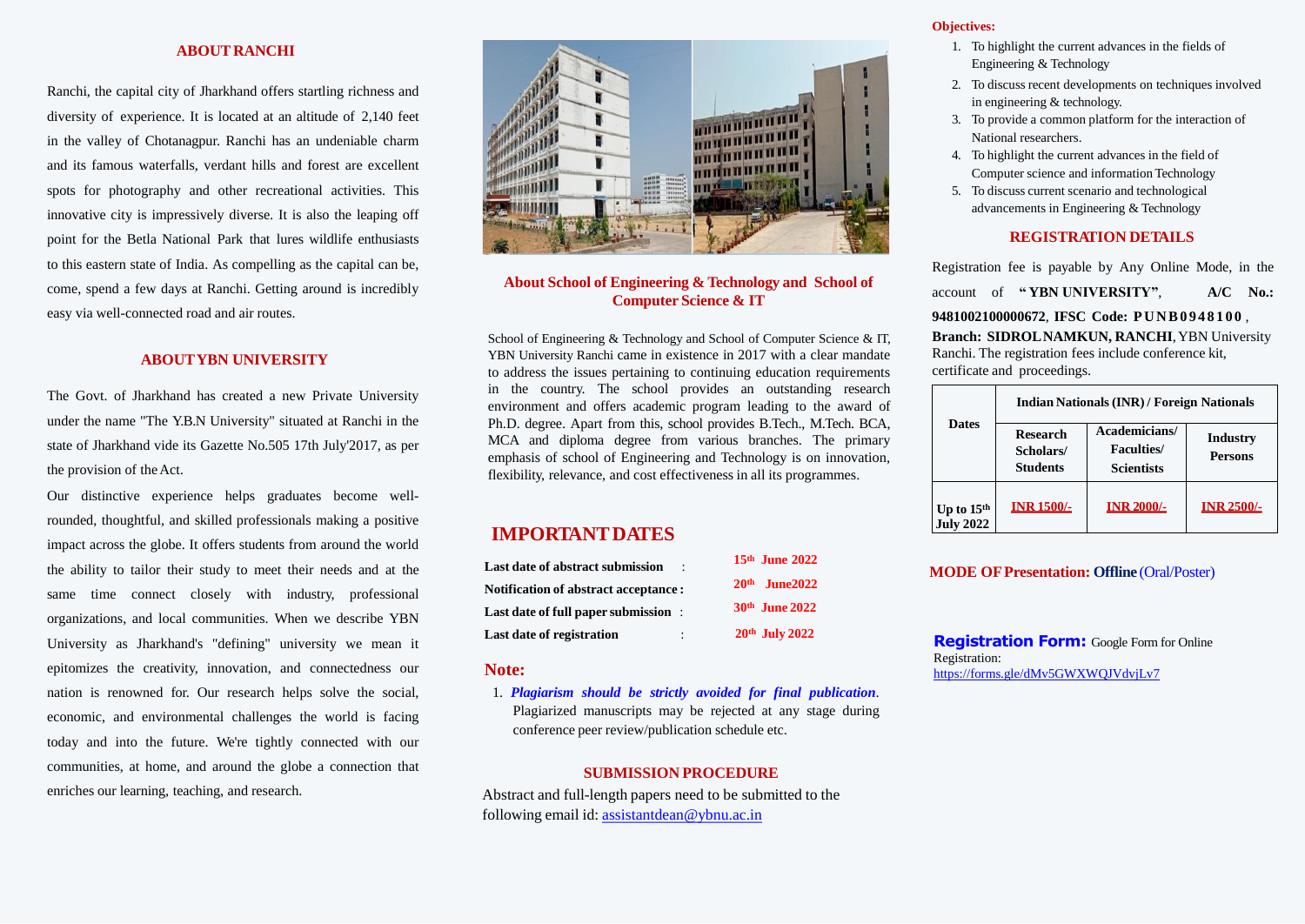## ABOUT RANCHI

Ranchi, the capital city of Jharkhand offers startling richness and diversity of experience. It is located at an altitude of 2,140 feet in the valley of Chotanagpur. Ranchi has an undeniable charm and its famous waterfalls, verdant hills and forest are excellent spots for photography and other recreational activities. This innovative city is impressively diverse. It is also the leaping off point for the Betla National Park that lures wildlife enthusiasts to this eastern state of India. As compelling as the capital can be, come, spend a few days at Ranchi. Getting around is incredibly easy via well-connected road and air routes.

## ABOUT YBN UNIVERSITY

The Govt. of Jharkhand has created a new Private University under the name "The Y.B.N University" situated at Ranchi in the state of Jharkhand vide its Gazette No.505 17th July'2017, as per the provision of the Act.

Our distinctive experience helps graduates become well-rounded, thoughtful, and skilled professionals making a positive impact across the globe. It offers students from around the world the ability to tailor their study to meet their needs and at the same time connect closely with industry, professional organizations, and local communities. When we describe YBN University as Jharkhand's "defining" university we mean it epitomizes the creativity, innovation, and connectedness our nation is renowned for. Our research helps solve the social, economic, and environmental challenges the world is facing today and into the future. We're tightly connected with our communities, at home, and around the globe a connection that enriches our learning, teaching, and research.

## About School of Engineering & Technology and School of Computer Science & IT

School of Engineering & Technology and School of Computer Science & IT, YBN University Ranchi came in existence in 2017 with a clear mandate to address the issues pertaining to continuing education requirements in the country. The school provides an outstanding research environment and offers academic program leading to the award of Ph.D. degree. Apart from this, school provides B.Tech., M.Tech. BCA, MCA and diploma degree from various branches. The primary emphasis of school of Engineering and Technology is on innovation, flexibility, relevance, and cost effectiveness in all its programmes.

## IMPORTANT DATES

| | | |
|---|---|---|
| **Last date of abstract submission** | : | **15th June 2022** |
| **Notification of abstract acceptance** | : | **20th June2022** |
| **Last date of full paper submission** | : | **30th June 2022** |
| **Last date of registration** | : | **20th July 2022** |

### Note:

1. ***Plagiarism should be strictly avoided for final publication***. Plagiarized manuscripts may be rejected at any stage during conference peer review/publication schedule etc.

## SUBMISSION PROCEDURE

Abstract and full-length papers need to be submitted to the following email id: assistantdean@ybnu.ac.in

**Objectives:**

1. To highlight the current advances in the fields of Engineering & Technology
2. To discuss recent developments on techniques involved in engineering & technology.
3. To provide a common platform for the interaction of National researchers.
4. To highlight the current advances in the field of Computer science and information Technology
5. To discuss current scenario and technological advancements in Engineering & Technology

## REGISTRATION DETAILS

Registration fee is payable by Any Online Mode, in the account of **"YBN UNIVERSITY"**, **A/C No.: 9481002100000672**, **IFSC Code: PUNB0948100**, **Branch: SIDROL NAMKUN, RANCHI**, YBN University Ranchi. The registration fees include conference kit, certificate and proceedings.

| Dates | Indian Nationals (INR) / Foreign Nationals | | |
|---|---|---|---|
| | Research Scholars/ Students | Academicians/ Faculties/ Scientists | Industry Persons |
| Up to 15th July 2022 | INR 1500/- | INR 2000/- | INR 2500/- |

**MODE OF Presentation: Offline** (Oral/Poster)

**Registration Form:** Google Form for Online Registration:
https://forms.gle/dMv5GWXWQJVdvjLv7